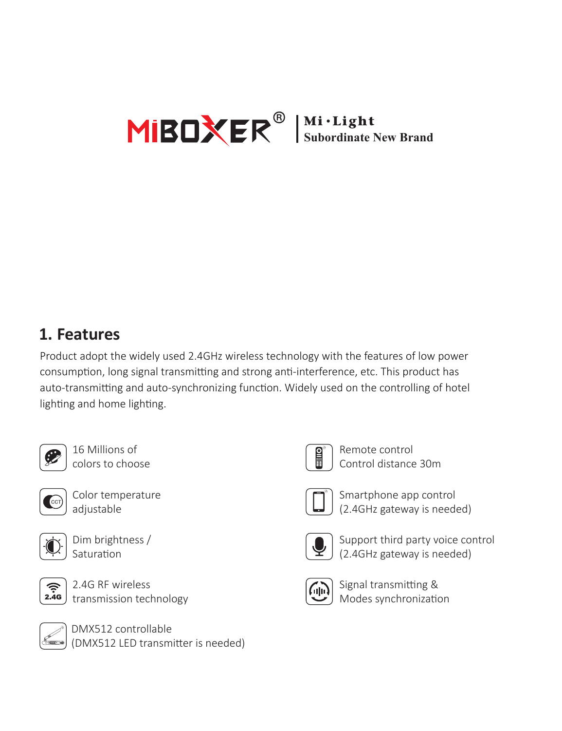MiBOXER® | Mi·Light
Subordinate New Brand

## 1. Features

Product adopt the widely used 2.4GHz wireless technology with the features of low power consumption, long signal transmitting and strong anti-interference, etc. This product has auto-transmitting and auto-synchronizing function. Widely used on the controlling of hotel lighting and home lighting.

- 16 Millions of colors to choose
- Color temperature adjustable
- Dim brightness / Saturation
- 2.4G RF wireless transmission technology
- DMX512 controllable (DMX512 LED transmitter is needed)
- Remote control Control distance 30m
- Smartphone app control (2.4GHz gateway is needed)
- Support third party voice control (2.4GHz gateway is needed)
- Signal transmitting & Modes synchronization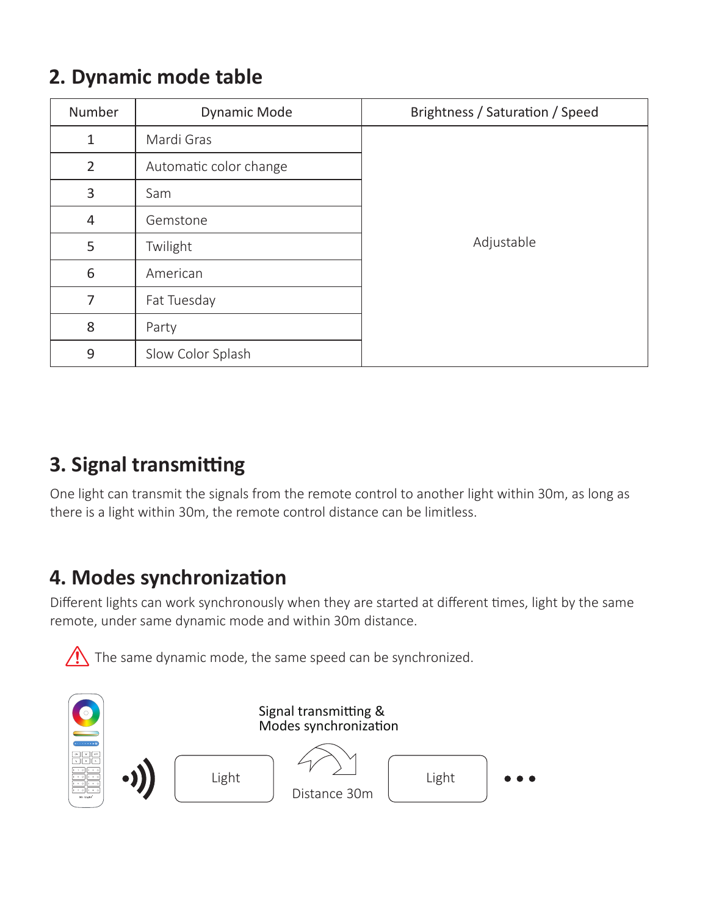## 2. Dynamic mode table

| Number | Dynamic Mode | Brightness / Saturation / Speed |
|---|---|---|
| 1 | Mardi Gras | Adjustable |
| 2 | Automatic color change | |
| 3 | Sam | |
| 4 | Gemstone | |
| 5 | Twilight | |
| 6 | American | |
| 7 | Fat Tuesday | |
| 8 | Party | |
| 9 | Slow Color Splash | |

## 3. Signal transmitting

One light can transmit the signals from the remote control to another light within 30m, as long as there is a light within 30m, the remote control distance can be limitless.

## 4. Modes synchronization

Different lights can work synchronously when they are started at different times, light by the same remote, under same dynamic mode and within 30m distance.

⚠ The same dynamic mode, the same speed can be synchronized.

Signal transmitting & Modes synchronization

Light → Distance 30m → Light • • •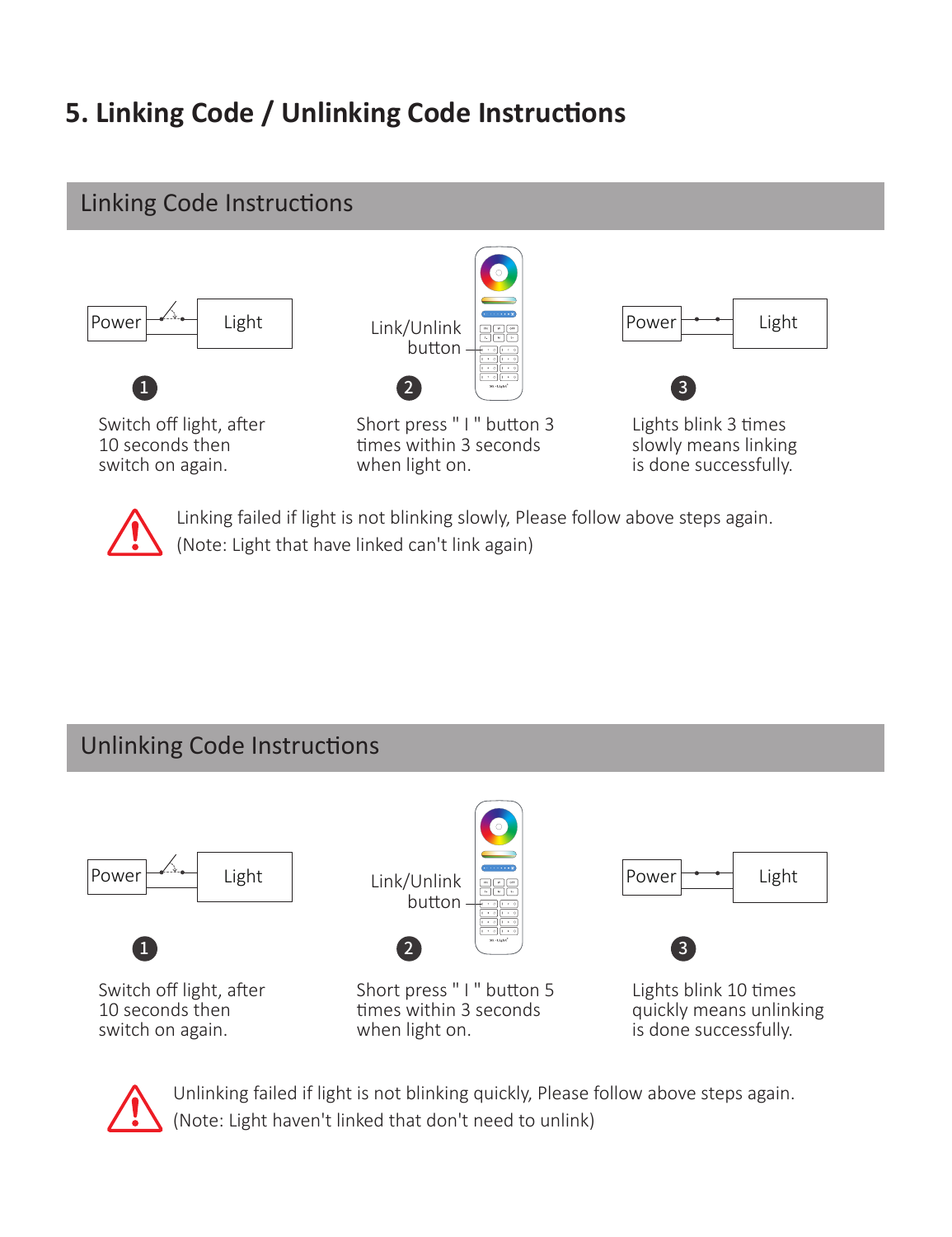# 5. Linking Code / Unlinking Code Instructions

## Linking Code Instructions

Power — Light

Link/Unlink button

Power — Light

1. Switch off light, after 10 seconds then switch on again.
2. Short press " I " button 3 times within 3 seconds when light on.
3. Lights blink 3 times slowly means linking is done successfully.

Linking failed if light is not blinking slowly, Please follow above steps again.
(Note: Light that have linked can't link again)

## Unlinking Code Instructions

Power — Light

Link/Unlink button

Power — Light

1. Switch off light, after 10 seconds then switch on again.
2. Short press " I " button 5 times within 3 seconds when light on.
3. Lights blink 10 times quickly means unlinking is done successfully.

Unlinking failed if light is not blinking quickly, Please follow above steps again.
(Note: Light haven't linked that don't need to unlink)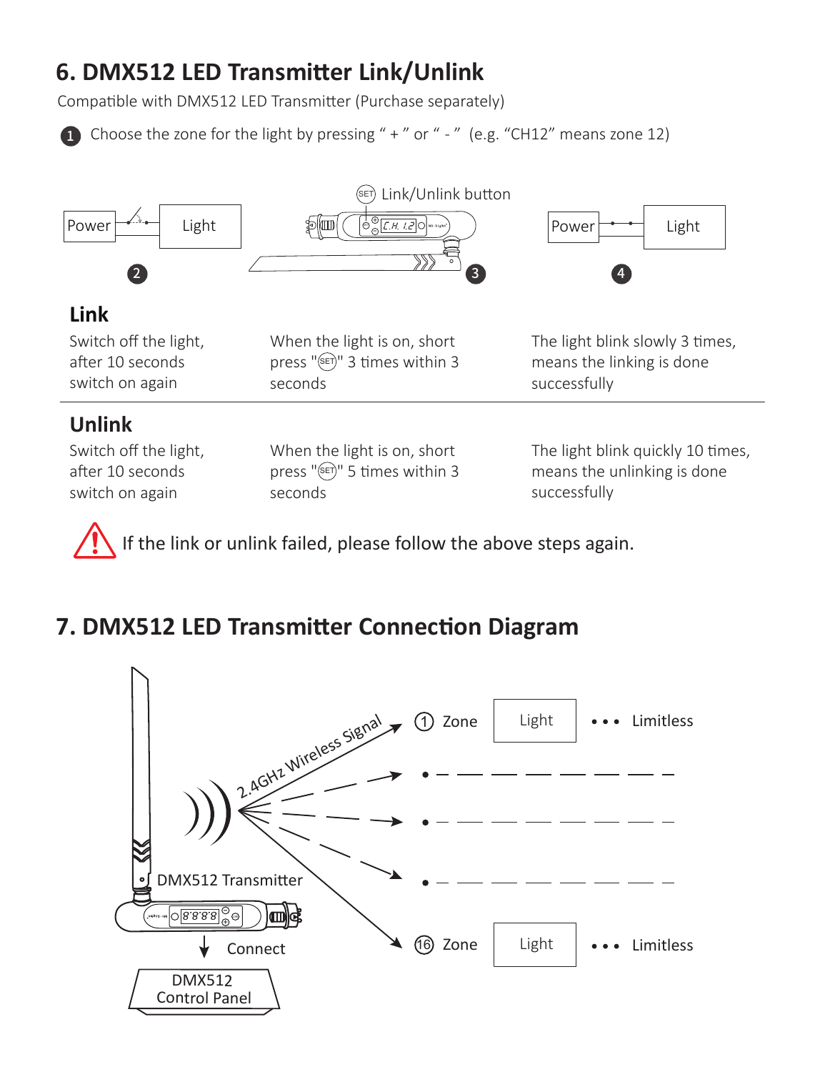## 6. DMX512 LED Transmitter Link/Unlink

Compatible with DMX512 LED Transmitter (Purchase separately)

1. Choose the zone for the light by pressing " + " or " - " (e.g. "CH12" means zone 12)

| | 2 | 3 | 4 |
|---|---|---|---|
| **Link** | Switch off the light, after 10 seconds switch on again | When the light is on, short press "SET" 3 times within 3 seconds | The light blink slowly 3 times, means the linking is done successfully |
| **Unlink** | Switch off the light, after 10 seconds switch on again | When the light is on, short press "SET" 5 times within 3 seconds | The light blink quickly 10 times, means the unlinking is done successfully |

⚠ If the link or unlink failed, please follow the above steps again.

## 7. DMX512 LED Transmitter Connection Diagram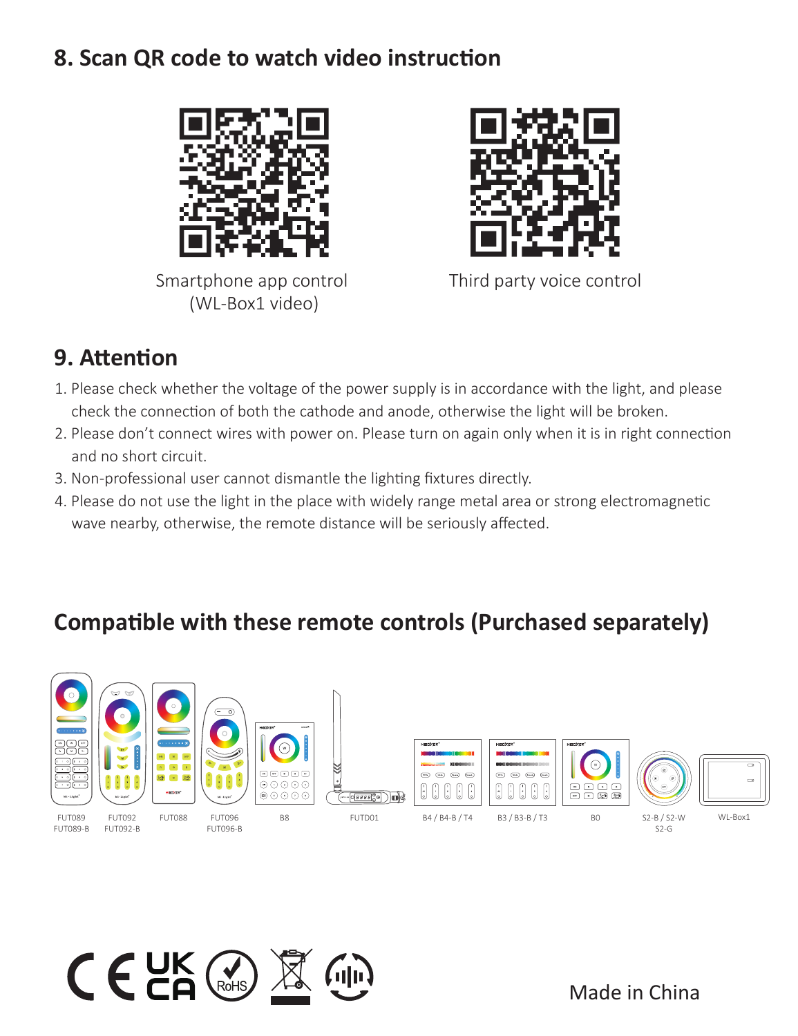## 8. Scan QR code to watch video instruction

Smartphone app control (WL-Box1 video)

Third party voice control

## 9. Attention

1. Please check whether the voltage of the power supply is in accordance with the light, and please check the connection of both the cathode and anode, otherwise the light will be broken.
2. Please don't connect wires with power on. Please turn on again only when it is in right connection and no short circuit.
3. Non-professional user cannot dismantle the lighting fixtures directly.
4. Please do not use the light in the place with widely range metal area or strong electromagnetic wave nearby, otherwise, the remote distance will be seriously affected.

## Compatible with these remote controls (Purchased separately)

FUT089 FUT089-B

FUT092 FUT092-B

FUT088

FUT096 FUT096-B

B8

FUTD01

B4 / B4-B / T4

B3 / B3-B / T3

B0

S2-B / S2-W S2-G

WL-Box1

Made in China